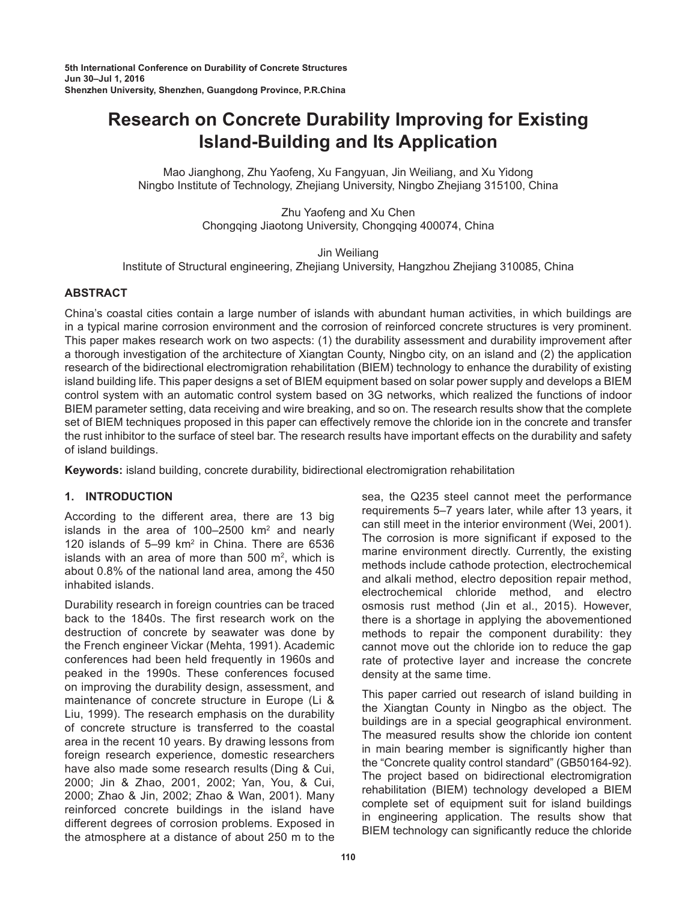5th International Conference on Durability of Concrete Structures
Jun 30–Jul 1, 2016
Shenzhen University, Shenzhen, Guangdong Province, P.R.China

# Research on Concrete Durability Improving for Existing Island-Building and Its Application

Mao Jianghong, Zhu Yaofeng, Xu Fangyuan, Jin Weiliang, and Xu Yidong
Ningbo Institute of Technology, Zhejiang University, Ningbo Zhejiang 315100, China

Zhu Yaofeng and Xu Chen
Chongqing Jiaotong University, Chongqing 400074, China

Jin Weiliang
Institute of Structural engineering, Zhejiang University, Hangzhou Zhejiang 310085, China

## ABSTRACT

China's coastal cities contain a large number of islands with abundant human activities, in which buildings are in a typical marine corrosion environment and the corrosion of reinforced concrete structures is very prominent. This paper makes research work on two aspects: (1) the durability assessment and durability improvement after a thorough investigation of the architecture of Xiangtan County, Ningbo city, on an island and (2) the application research of the bidirectional electromigration rehabilitation (BIEM) technology to enhance the durability of existing island building life. This paper designs a set of BIEM equipment based on solar power supply and develops a BIEM control system with an automatic control system based on 3G networks, which realized the functions of indoor BIEM parameter setting, data receiving and wire breaking, and so on. The research results show that the complete set of BIEM techniques proposed in this paper can effectively remove the chloride ion in the concrete and transfer the rust inhibitor to the surface of steel bar. The research results have important effects on the durability and safety of island buildings.

**Keywords:** island building, concrete durability, bidirectional electromigration rehabilitation

## 1. INTRODUCTION

According to the different area, there are 13 big islands in the area of 100–2500 km$^2$ and nearly 120 islands of 5–99 km$^2$ in China. There are 6536 islands with an area of more than 500 m$^2$, which is about 0.8% of the national land area, among the 450 inhabited islands.

Durability research in foreign countries can be traced back to the 1840s. The first research work on the destruction of concrete by seawater was done by the French engineer Vickar (Mehta, 1991). Academic conferences had been held frequently in 1960s and peaked in the 1990s. These conferences focused on improving the durability design, assessment, and maintenance of concrete structure in Europe (Li & Liu, 1999). The research emphasis on the durability of concrete structure is transferred to the coastal area in the recent 10 years. By drawing lessons from foreign research experience, domestic researchers have also made some research results (Ding & Cui, 2000; Jin & Zhao, 2001, 2002; Yan, You, & Cui, 2000; Zhao & Jin, 2002; Zhao & Wan, 2001). Many reinforced concrete buildings in the island have different degrees of corrosion problems. Exposed in the atmosphere at a distance of about 250 m to the sea, the Q235 steel cannot meet the performance requirements 5–7 years later, while after 13 years, it can still meet in the interior environment (Wei, 2001). The corrosion is more significant if exposed to the marine environment directly. Currently, the existing methods include cathode protection, electrochemical and alkali method, electro deposition repair method, electrochemical chloride method, and electro osmosis rust method (Jin et al., 2015). However, there is a shortage in applying the abovementioned methods to repair the component durability: they cannot move out the chloride ion to reduce the gap rate of protective layer and increase the concrete density at the same time.

This paper carried out research of island building in the Xiangtan County in Ningbo as the object. The buildings are in a special geographical environment. The measured results show the chloride ion content in main bearing member is significantly higher than the "Concrete quality control standard" (GB50164-92). The project based on bidirectional electromigration rehabilitation (BIEM) technology developed a BIEM complete set of equipment suit for island buildings in engineering application. The results show that BIEM technology can significantly reduce the chloride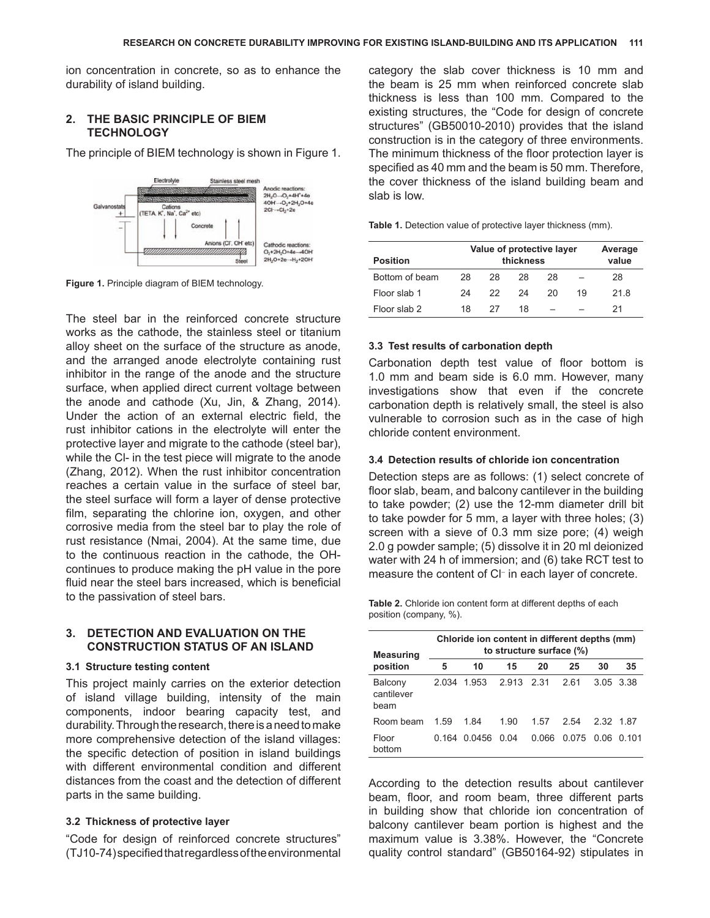ion concentration in concrete, so as to enhance the durability of island building.

## 2. THE BASIC PRINCIPLE OF BIEM TECHNOLOGY

The principle of BIEM technology is shown in Figure 1.

Figure 1. Principle diagram of BIEM technology.

The steel bar in the reinforced concrete structure works as the cathode, the stainless steel or titanium alloy sheet on the surface of the structure as anode, and the arranged anode electrolyte containing rust inhibitor in the range of the anode and the structure surface, when applied direct current voltage between the anode and cathode (Xu, Jin, & Zhang, 2014). Under the action of an external electric field, the rust inhibitor cations in the electrolyte will enter the protective layer and migrate to the cathode (steel bar), while the Cl- in the test piece will migrate to the anode (Zhang, 2012). When the rust inhibitor concentration reaches a certain value in the surface of steel bar, the steel surface will form a layer of dense protective film, separating the chlorine ion, oxygen, and other corrosive media from the steel bar to play the role of rust resistance (Nmai, 2004). At the same time, due to the continuous reaction in the cathode, the OH- continues to produce making the pH value in the pore fluid near the steel bars increased, which is beneficial to the passivation of steel bars.

## 3. DETECTION AND EVALUATION ON THE CONSTRUCTION STATUS OF AN ISLAND

### 3.1 Structure testing content

This project mainly carries on the exterior detection of island village building, intensity of the main components, indoor bearing capacity test, and durability. Through the research, there is a need to make more comprehensive detection of the island villages: the specific detection of position in island buildings with different environmental condition and different distances from the coast and the detection of different parts in the same building.

### 3.2 Thickness of protective layer

"Code for design of reinforced concrete structures" (TJ10-74) specified that regardless of the environmental category the slab cover thickness is 10 mm and the beam is 25 mm when reinforced concrete slab thickness is less than 100 mm. Compared to the existing structures, the "Code for design of concrete structures" (GB50010-2010) provides that the island construction is in the category of three environments. The minimum thickness of the floor protection layer is specified as 40 mm and the beam is 50 mm. Therefore, the cover thickness of the island building beam and slab is low.

**Table 1.** Detection value of protective layer thickness (mm).

| Position | Value of protective layer thickness | | | | | Average value |
|---|---|---|---|---|---|---|
| Bottom of beam | 28 | 28 | 28 | 28 | – | 28 |
| Floor slab 1 | 24 | 22 | 24 | 20 | 19 | 21.8 |
| Floor slab 2 | 18 | 27 | 18 | – | – | 21 |

### 3.3 Test results of carbonation depth

Carbonation depth test value of floor bottom is 1.0 mm and beam side is 6.0 mm. However, many investigations show that even if the concrete carbonation depth is relatively small, the steel is also vulnerable to corrosion such as in the case of high chloride content environment.

### 3.4 Detection results of chloride ion concentration

Detection steps are as follows: (1) select concrete of floor slab, beam, and balcony cantilever in the building to take powder; (2) use the 12-mm diameter drill bit to take powder for 5 mm, a layer with three holes; (3) screen with a sieve of 0.3 mm size pore; (4) weigh 2.0 g powder sample; (5) dissolve it in 20 ml deionized water with 24 h of immersion; and (6) take RCT test to measure the content of $Cl^-$ in each layer of concrete.

**Table 2.** Chloride ion content form at different depths of each position (company, %).

| Measuring position | Chloride ion content in different depths (mm) to structure surface (%) | | | | | | |
|---|---|---|---|---|---|---|---|
| | 5 | 10 | 15 | 20 | 25 | 30 | 35 |
| Balcony cantilever beam | 2.034 | 1.953 | 2.913 | 2.31 | 2.61 | 3.05 | 3.38 |
| Room beam | 1.59 | 1.84 | 1.90 | 1.57 | 2.54 | 2.32 | 1.87 |
| Floor bottom | 0.164 | 0.0456 | 0.04 | 0.066 | 0.075 | 0.06 | 0.101 |

According to the detection results about cantilever beam, floor, and room beam, three different parts in building show that chloride ion concentration of balcony cantilever beam portion is highest and the maximum value is 3.38%. However, the "Concrete quality control standard" (GB50164-92) stipulates in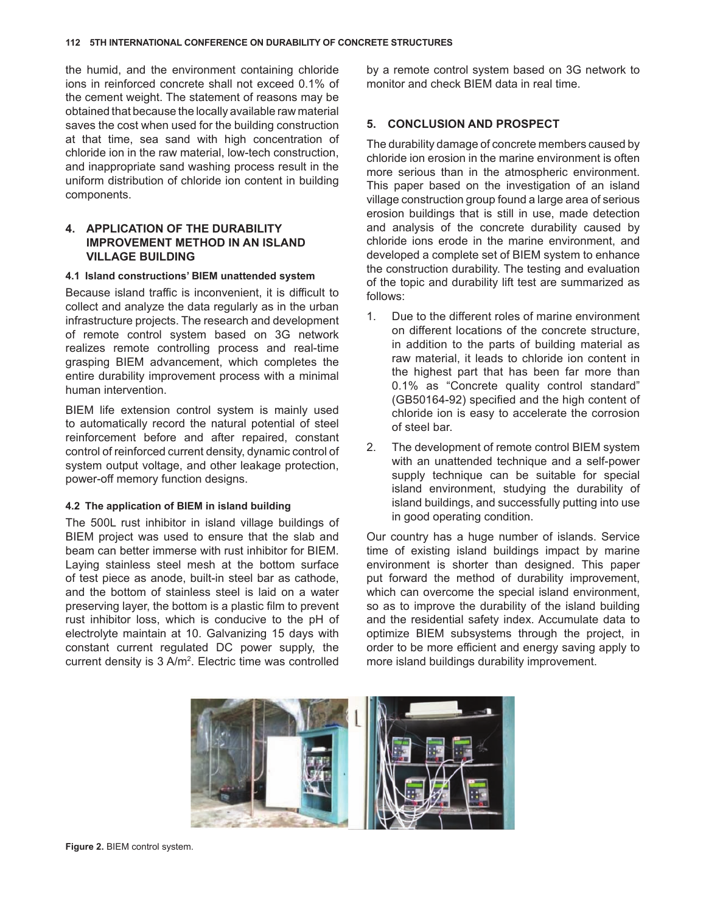the humid, and the environment containing chloride ions in reinforced concrete shall not exceed 0.1% of the cement weight. The statement of reasons may be obtained that because the locally available raw material saves the cost when used for the building construction at that time, sea sand with high concentration of chloride ion in the raw material, low-tech construction, and inappropriate sand washing process result in the uniform distribution of chloride ion content in building components.

## 4. APPLICATION OF THE DURABILITY IMPROVEMENT METHOD IN AN ISLAND VILLAGE BUILDING

### 4.1 Island constructions' BIEM unattended system

Because island traffic is inconvenient, it is difficult to collect and analyze the data regularly as in the urban infrastructure projects. The research and development of remote control system based on 3G network realizes remote controlling process and real-time grasping BIEM advancement, which completes the entire durability improvement process with a minimal human intervention.

BIEM life extension control system is mainly used to automatically record the natural potential of steel reinforcement before and after repaired, constant control of reinforced current density, dynamic control of system output voltage, and other leakage protection, power-off memory function designs.

### 4.2 The application of BIEM in island building

The 500L rust inhibitor in island village buildings of BIEM project was used to ensure that the slab and beam can better immerse with rust inhibitor for BIEM. Laying stainless steel mesh at the bottom surface of test piece as anode, built-in steel bar as cathode, and the bottom of stainless steel is laid on a water preserving layer, the bottom is a plastic film to prevent rust inhibitor loss, which is conducive to the pH of electrolyte maintain at 10. Galvanizing 15 days with constant current regulated DC power supply, the current density is 3 A/m$^2$. Electric time was controlled by a remote control system based on 3G network to monitor and check BIEM data in real time.

## 5. CONCLUSION AND PROSPECT

The durability damage of concrete members caused by chloride ion erosion in the marine environment is often more serious than in the atmospheric environment. This paper based on the investigation of an island village construction group found a large area of serious erosion buildings that is still in use, made detection and analysis of the concrete durability caused by chloride ions erode in the marine environment, and developed a complete set of BIEM system to enhance the construction durability. The testing and evaluation of the topic and durability lift test are summarized as follows:

1. Due to the different roles of marine environment on different locations of the concrete structure, in addition to the parts of building material as raw material, it leads to chloride ion content in the highest part that has been far more than 0.1% as "Concrete quality control standard" (GB50164-92) specified and the high content of chloride ion is easy to accelerate the corrosion of steel bar.
2. The development of remote control BIEM system with an unattended technique and a self-power supply technique can be suitable for special island environment, studying the durability of island buildings, and successfully putting into use in good operating condition.

Our country has a huge number of islands. Service time of existing island buildings impact by marine environment is shorter than designed. This paper put forward the method of durability improvement, which can overcome the special island environment, so as to improve the durability of the island building and the residential safety index. Accumulate data to optimize BIEM subsystems through the project, in order to be more efficient and energy saving apply to more island buildings durability improvement.

**Figure 2.** BIEM control system.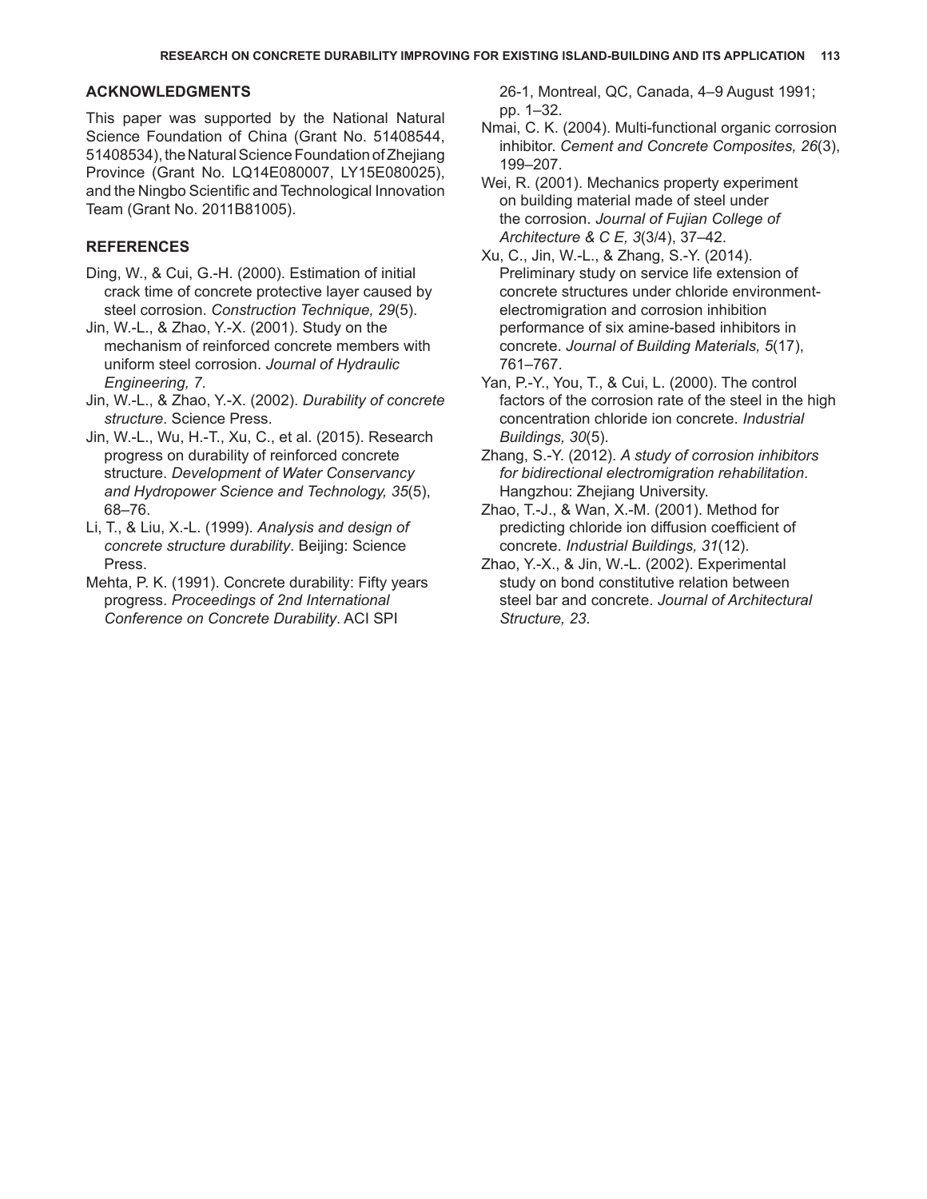## ACKNOWLEDGMENTS

This paper was supported by the National Natural Science Foundation of China (Grant No. 51408544, 51408534), the Natural Science Foundation of Zhejiang Province (Grant No. LQ14E080007, LY15E080025), and the Ningbo Scientific and Technological Innovation Team (Grant No. 2011B81005).

## REFERENCES

Ding, W., & Cui, G.-H. (2000). Estimation of initial crack time of concrete protective layer caused by steel corrosion. *Construction Technique, 29*(5).

Jin, W.-L., & Zhao, Y.-X. (2001). Study on the mechanism of reinforced concrete members with uniform steel corrosion. *Journal of Hydraulic Engineering, 7*.

Jin, W.-L., & Zhao, Y.-X. (2002). *Durability of concrete structure*. Science Press.

Jin, W.-L., Wu, H.-T., Xu, C., et al. (2015). Research progress on durability of reinforced concrete structure. *Development of Water Conservancy and Hydropower Science and Technology, 35*(5), 68–76.

Li, T., & Liu, X.-L. (1999). *Analysis and design of concrete structure durability*. Beijing: Science Press.

Mehta, P. K. (1991). Concrete durability: Fifty years progress. *Proceedings of 2nd International Conference on Concrete Durability*. ACI SPI 26-1, Montreal, QC, Canada, 4–9 August 1991; pp. 1–32.

Nmai, C. K. (2004). Multi-functional organic corrosion inhibitor. *Cement and Concrete Composites, 26*(3), 199–207.

Wei, R. (2001). Mechanics property experiment on building material made of steel under the corrosion. *Journal of Fujian College of Architecture & C E, 3*(3/4), 37–42.

Xu, C., Jin, W.-L., & Zhang, S.-Y. (2014). Preliminary study on service life extension of concrete structures under chloride environment-electromigration and corrosion inhibition performance of six amine-based inhibitors in concrete. *Journal of Building Materials, 5*(17), 761–767.

Yan, P.-Y., You, T., & Cui, L. (2000). The control factors of the corrosion rate of the steel in the high concentration chloride ion concrete. *Industrial Buildings, 30*(5).

Zhang, S.-Y. (2012). *A study of corrosion inhibitors for bidirectional electromigration rehabilitation*. Hangzhou: Zhejiang University.

Zhao, T.-J., & Wan, X.-M. (2001). Method for predicting chloride ion diffusion coefficient of concrete. *Industrial Buildings, 31*(12).

Zhao, Y.-X., & Jin, W.-L. (2002). Experimental study on bond constitutive relation between steel bar and concrete. *Journal of Architectural Structure, 23*.